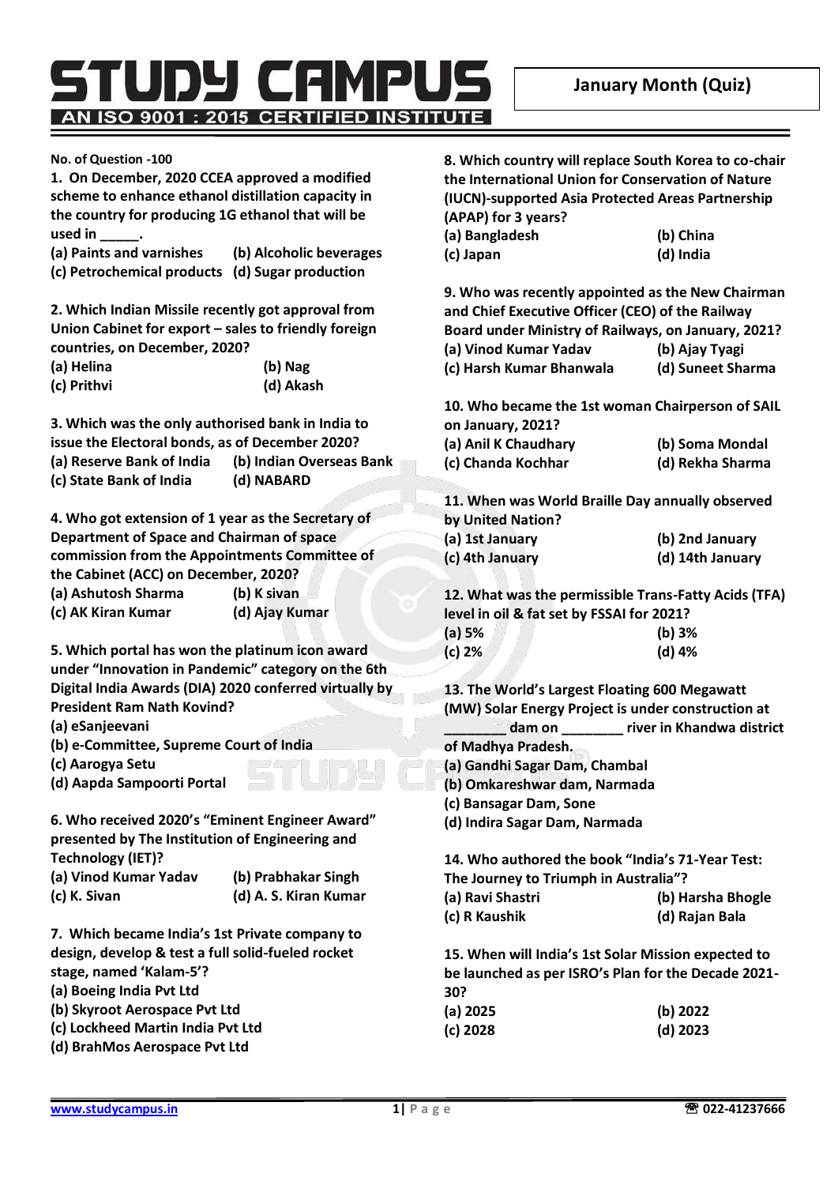# STUDY CAMPUS

AN ISO 9001 : 2015 CERTIFIED INSTITUTE

**January Month (Quiz)**

**No. of Question -100**

**1. On December, 2020 CCEA approved a modified scheme to enhance ethanol distillation capacity in the country for producing 1G ethanol that will be used in _____.**

(a) Paints and varnishes (b) Alcoholic beverages
(c) Petrochemical products (d) Sugar production

**2. Which Indian Missile recently got approval from Union Cabinet for export – sales to friendly foreign countries, on December, 2020?**

(a) Helina (b) Nag
(c) Prithvi (d) Akash

**3. Which was the only authorised bank in India to issue the Electoral bonds, as of December 2020?**

(a) Reserve Bank of India (b) Indian Overseas Bank
(c) State Bank of India (d) NABARD

**4. Who got extension of 1 year as the Secretary of Department of Space and Chairman of space commission from the Appointments Committee of the Cabinet (ACC) on December, 2020?**

(a) Ashutosh Sharma (b) K sivan
(c) AK Kiran Kumar (d) Ajay Kumar

**5. Which portal has won the platinum icon award under "Innovation in Pandemic" category on the 6th Digital India Awards (DIA) 2020 conferred virtually by President Ram Nath Kovind?**

(a) eSanjeevani
(b) e-Committee, Supreme Court of India
(c) Aarogya Setu
(d) Aapda Sampoorti Portal

**6. Who received 2020's "Eminent Engineer Award" presented by The Institution of Engineering and Technology (IET)?**

(a) Vinod Kumar Yadav (b) Prabhakar Singh
(c) K. Sivan (d) A. S. Kiran Kumar

**7. Which became India's 1st Private company to design, develop & test a full solid-fueled rocket stage, named 'Kalam-5'?**

(a) Boeing India Pvt Ltd
(b) Skyroot Aerospace Pvt Ltd
(c) Lockheed Martin India Pvt Ltd
(d) BrahMos Aerospace Pvt Ltd

**8. Which country will replace South Korea to co-chair the International Union for Conservation of Nature (IUCN)-supported Asia Protected Areas Partnership (APAP) for 3 years?**

(a) Bangladesh (b) China
(c) Japan (d) India

**9. Who was recently appointed as the New Chairman and Chief Executive Officer (CEO) of the Railway Board under Ministry of Railways, on January, 2021?**

(a) Vinod Kumar Yadav (b) Ajay Tyagi
(c) Harsh Kumar Bhanwala (d) Suneet Sharma

**10. Who became the 1st woman Chairperson of SAIL on January, 2021?**

(a) Anil K Chaudhary (b) Soma Mondal
(c) Chanda Kochhar (d) Rekha Sharma

**11. When was World Braille Day annually observed by United Nation?**

(a) 1st January (b) 2nd January
(c) 4th January (d) 14th January

**12. What was the permissible Trans-Fatty Acids (TFA) level in oil & fat set by FSSAI for 2021?**

(a) 5% (b) 3%
(c) 2% (d) 4%

**13. The World's Largest Floating 600 Megawatt (MW) Solar Energy Project is under construction at ________ dam on ________ river in Khandwa district of Madhya Pradesh.**

(a) Gandhi Sagar Dam, Chambal
(b) Omkareshwar dam, Narmada
(c) Bansagar Dam, Sone
(d) Indira Sagar Dam, Narmada

**14. Who authored the book "India's 71-Year Test: The Journey to Triumph in Australia"?**

(a) Ravi Shastri (b) Harsha Bhogle
(c) R Kaushik (d) Rajan Bala

**15. When will India's 1st Solar Mission expected to be launched as per ISRO's Plan for the Decade 2021-30?**

(a) 2025 (b) 2022
(c) 2028 (d) 2023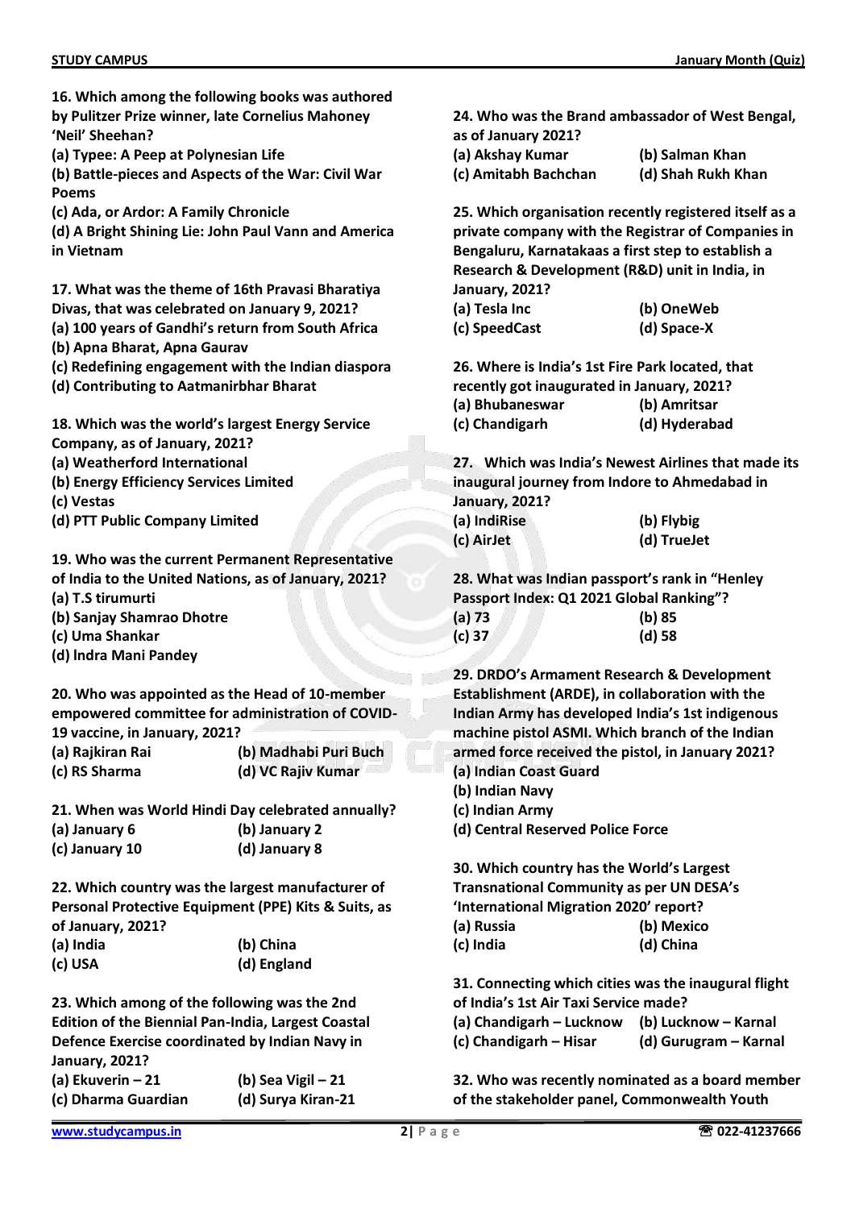**16. Which among the following books was authored by Pulitzer Prize winner, late Cornelius Mahoney 'Neil' Sheehan?**

**(a) Typee: A Peep at Polynesian Life**

**(b) Battle-pieces and Aspects of the War: Civil War Poems**

**(c) Ada, or Ardor: A Family Chronicle**

**(d) A Bright Shining Lie: John Paul Vann and America in Vietnam**

**17. What was the theme of 16th Pravasi Bharatiya Divas, that was celebrated on January 9, 2021?**

**(a) 100 years of Gandhi's return from South Africa**

**(b) Apna Bharat, Apna Gaurav**

**(c) Redefining engagement with the Indian diaspora**

**(d) Contributing to Aatmanirbhar Bharat**

**18. Which was the world's largest Energy Service Company, as of January, 2021?**

**(a) Weatherford International**

**(b) Energy Efficiency Services Limited**

**(c) Vestas**

**(d) PTT Public Company Limited**

**19. Who was the current Permanent Representative of India to the United Nations, as of January, 2021?**

**(a) T.S tirumurti**

**(b) Sanjay Shamrao Dhotre**

**(c) Uma Shankar**

**(d) Indra Mani Pandey**

**20. Who was appointed as the Head of 10-member empowered committee for administration of COVID-19 vaccine, in January, 2021?**

**(a) Rajkiran Rai** **(b) Madhabi Puri Buch**

**(c) RS Sharma** **(d) VC Rajiv Kumar**

**21. When was World Hindi Day celebrated annually?**

**(a) January 6** **(b) January 2**

**(c) January 10** **(d) January 8**

**22. Which country was the largest manufacturer of Personal Protective Equipment (PPE) Kits & Suits, as of January, 2021?**

**(a) India** **(b) China**

**(c) USA** **(d) England**

**23. Which among of the following was the 2nd Edition of the Biennial Pan-India, Largest Coastal Defence Exercise coordinated by Indian Navy in January, 2021?**

**(a) Ekuverin – 21** **(b) Sea Vigil – 21**

**(c) Dharma Guardian** **(d) Surya Kiran-21**

**24. Who was the Brand ambassador of West Bengal, as of January 2021?**

**(a) Akshay Kumar** **(b) Salman Khan**

**(c) Amitabh Bachchan** **(d) Shah Rukh Khan**

**25. Which organisation recently registered itself as a private company with the Registrar of Companies in Bengaluru, Karnatakaas a first step to establish a Research & Development (R&D) unit in India, in January, 2021?**

**(a) Tesla Inc** **(b) OneWeb**

**(c) SpeedCast** **(d) Space-X**

**26. Where is India's 1st Fire Park located, that recently got inaugurated in January, 2021?**

**(a) Bhubaneswar** **(b) Amritsar**

**(c) Chandigarh** **(d) Hyderabad**

**27. Which was India's Newest Airlines that made its inaugural journey from Indore to Ahmedabad in January, 2021?**

**(a) IndiRise** **(b) Flybig**

**(c) AirJet** **(d) TrueJet**

**28. What was Indian passport's rank in "Henley Passport Index: Q1 2021 Global Ranking"?**

**(a) 73** **(b) 85**

**(c) 37** **(d) 58**

**29. DRDO's Armament Research & Development Establishment (ARDE), in collaboration with the Indian Army has developed India's 1st indigenous machine pistol ASMI. Which branch of the Indian armed force received the pistol, in January 2021?**

**(a) Indian Coast Guard**

**(b) Indian Navy**

**(c) Indian Army**

**(d) Central Reserved Police Force**

**30. Which country has the World's Largest Transnational Community as per UN DESA's 'International Migration 2020' report?**

**(a) Russia** **(b) Mexico**

**(c) India** **(d) China**

**31. Connecting which cities was the inaugural flight of India's 1st Air Taxi Service made?**

**(a) Chandigarh – Lucknow** **(b) Lucknow – Karnal**

**(c) Chandigarh – Hisar** **(d) Gurugram – Karnal**

**32. Who was recently nominated as a board member of the stakeholder panel, Commonwealth Youth**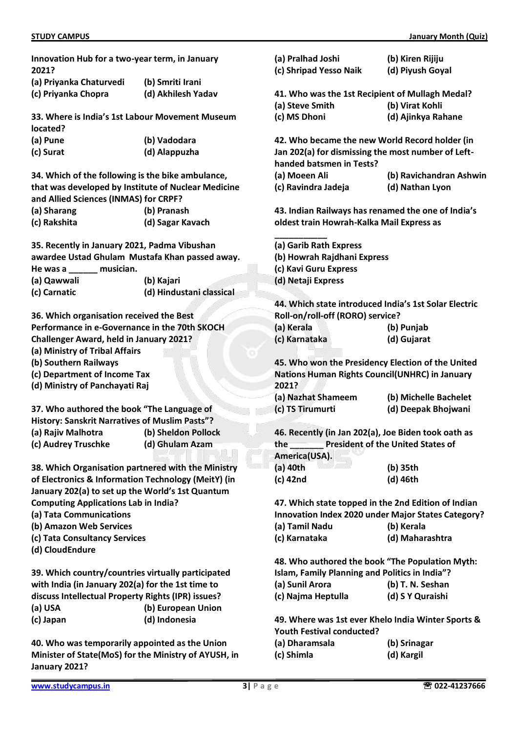**Innovation Hub for a two-year term, in January 2021?**

**(a) Priyanka Chaturvedi** **(b) Smriti Irani**
**(c) Priyanka Chopra** **(d) Akhilesh Yadav**

**33. Where is India's 1st Labour Movement Museum located?**

**(a) Pune** **(b) Vadodara**
**(c) Surat** **(d) Alappuzha**

**34. Which of the following is the bike ambulance, that was developed by Institute of Nuclear Medicine and Allied Sciences (INMAS) for CRPF?**

**(a) Sharang** **(b) Pranash**
**(c) Rakshita** **(d) Sagar Kavach**

**35. Recently in January 2021, Padma Vibushan awardee Ustad Ghulam Mustafa Khan passed away. He was a ______ musician.**

**(a) Qawwali** **(b) Kajari**
**(c) Carnatic** **(d) Hindustani classical**

**36. Which organisation received the Best Performance in e-Governance in the 70th SKOCH Challenger Award, held in January 2021?**

**(a) Ministry of Tribal Affairs**
**(b) Southern Railways**
**(c) Department of Income Tax**
**(d) Ministry of Panchayati Raj**

**37. Who authored the book "The Language of History: Sanskrit Narratives of Muslim Pasts"?**

**(a) Rajiv Malhotra** **(b) Sheldon Pollock**
**(c) Audrey Truschke** **(d) Ghulam Azam**

**38. Which Organisation partnered with the Ministry of Electronics & Information Technology (MeitY) (in January 202(a) to set up the World's 1st Quantum Computing Applications Lab in India?**

**(a) Tata Communications**
**(b) Amazon Web Services**
**(c) Tata Consultancy Services**
**(d) CloudEndure**

**39. Which country/countries virtually participated with India (in January 202(a) for the 1st time to discuss Intellectual Property Rights (IPR) issues?**

**(a) USA** **(b) European Union**
**(c) Japan** **(d) Indonesia**

**40. Who was temporarily appointed as the Union Minister of State(MoS) for the Ministry of AYUSH, in January 2021?**

**(a) Pralhad Joshi** **(b) Kiren Rijiju**
**(c) Shripad Yesso Naik** **(d) Piyush Goyal**

**41. Who was the 1st Recipient of Mullagh Medal?**

**(a) Steve Smith** **(b) Virat Kohli**
**(c) MS Dhoni** **(d) Ajinkya Rahane**

**42. Who became the new World Record holder (in Jan 202(a) for dismissing the most number of Left-handed batsmen in Tests?**

**(a) Moeen Ali** **(b) Ravichandran Ashwin**
**(c) Ravindra Jadeja** **(d) Nathan Lyon**

**43. Indian Railways has renamed the one of India's oldest train Howrah-Kalka Mail Express as ___________**

**(a) Garib Rath Express**
**(b) Howrah Rajdhani Express**
**(c) Kavi Guru Express**
**(d) Netaji Express**

**44. Which state introduced India's 1st Solar Electric Roll-on/roll-off (RORO) service?**

**(a) Kerala** **(b) Punjab**
**(c) Karnataka** **(d) Gujarat**

**45. Who won the Presidency Election of the United Nations Human Rights Council(UNHRC) in January 2021?**

**(a) Nazhat Shameem** **(b) Michelle Bachelet**
**(c) TS Tirumurti** **(d) Deepak Bhojwani**

**46. Recently (in Jan 202(a), Joe Biden took oath as the _______ President of the United States of America(USA).**

**(a) 40th** **(b) 35th**
**(c) 42nd** **(d) 46th**

**47. Which state topped in the 2nd Edition of Indian Innovation Index 2020 under Major States Category?**

**(a) Tamil Nadu** **(b) Kerala**
**(c) Karnataka** **(d) Maharashtra**

**48. Who authored the book "The Population Myth: Islam, Family Planning and Politics in India"?**

**(a) Sunil Arora** **(b) T. N. Seshan**
**(c) Najma Heptulla** **(d) S Y Quraishi**

**49. Where was 1st ever Khelo India Winter Sports & Youth Festival conducted?**

**(a) Dharamsala** **(b) Srinagar**
**(c) Shimla** **(d) Kargil**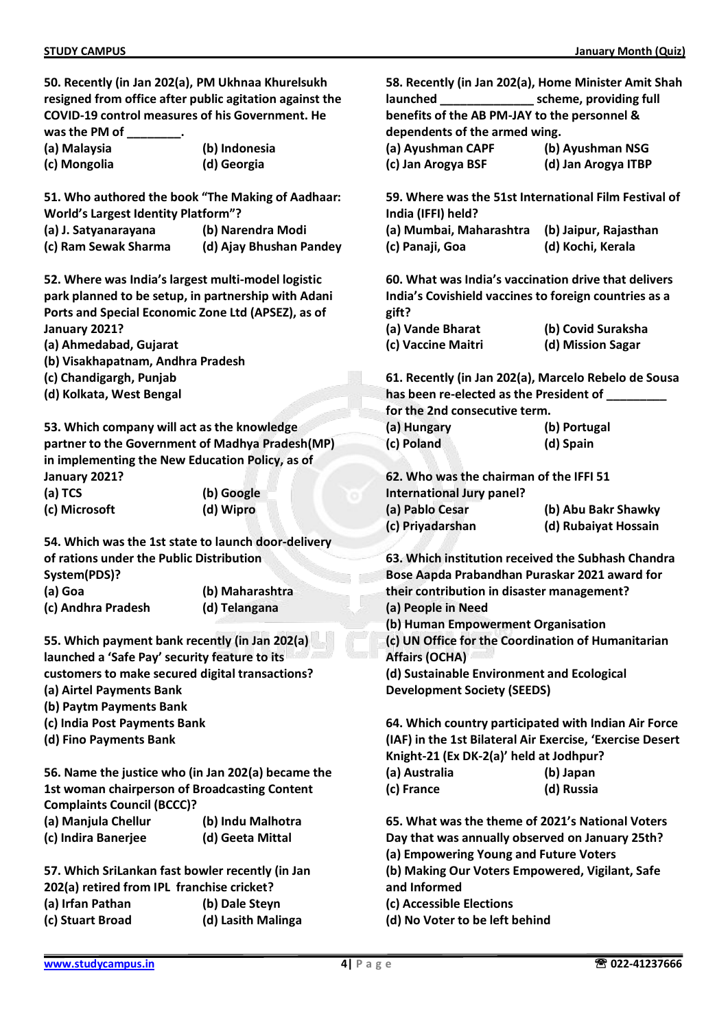**50. Recently (in Jan 202(a), PM Ukhnaa Khurelsukh resigned from office after public agitation against the COVID-19 control measures of his Government. He was the PM of ________.**

(a) Malaysia (b) Indonesia
(c) Mongolia (d) Georgia

**51. Who authored the book "The Making of Aadhaar: World's Largest Identity Platform"?**

(a) J. Satyanarayana (b) Narendra Modi
(c) Ram Sewak Sharma (d) Ajay Bhushan Pandey

**52. Where was India's largest multi-model logistic park planned to be setup, in partnership with Adani Ports and Special Economic Zone Ltd (APSEZ), as of January 2021?**

(a) Ahmedabad, Gujarat
(b) Visakhapatnam, Andhra Pradesh
(c) Chandigargh, Punjab
(d) Kolkata, West Bengal

**53. Which company will act as the knowledge partner to the Government of Madhya Pradesh(MP) in implementing the New Education Policy, as of January 2021?**

(a) TCS (b) Google
(c) Microsoft (d) Wipro

**54. Which was the 1st state to launch door-delivery of rations under the Public Distribution System(PDS)?**

(a) Goa (b) Maharashtra
(c) Andhra Pradesh (d) Telangana

**55. Which payment bank recently (in Jan 202(a) launched a 'Safe Pay' security feature to its customers to make secured digital transactions?**

(a) Airtel Payments Bank
(b) Paytm Payments Bank
(c) India Post Payments Bank
(d) Fino Payments Bank

**56. Name the justice who (in Jan 202(a) became the 1st woman chairperson of Broadcasting Content Complaints Council (BCCC)?**

(a) Manjula Chellur (b) Indu Malhotra
(c) Indira Banerjee (d) Geeta Mittal

**57. Which SriLankan fast bowler recently (in Jan 202(a) retired from IPL franchise cricket?**

(a) Irfan Pathan (b) Dale Steyn
(c) Stuart Broad (d) Lasith Malinga

**58. Recently (in Jan 202(a), Home Minister Amit Shah launched ______________ scheme, providing full benefits of the AB PM-JAY to the personnel & dependents of the armed wing.**

(a) Ayushman CAPF (b) Ayushman NSG
(c) Jan Arogya BSF (d) Jan Arogya ITBP

**59. Where was the 51st International Film Festival of India (IFFI) held?**

(a) Mumbai, Maharashtra (b) Jaipur, Rajasthan
(c) Panaji, Goa (d) Kochi, Kerala

**60. What was India's vaccination drive that delivers India's Covishield vaccines to foreign countries as a gift?**

(a) Vande Bharat (b) Covid Suraksha
(c) Vaccine Maitri (d) Mission Sagar

**61. Recently (in Jan 202(a), Marcelo Rebelo de Sousa has been re-elected as the President of _________ for the 2nd consecutive term.**

(a) Hungary (b) Portugal
(c) Poland (d) Spain

**62. Who was the chairman of the IFFI 51 International Jury panel?**

(a) Pablo Cesar (b) Abu Bakr Shawky
(c) Priyadarshan (d) Rubaiyat Hossain

**63. Which institution received the Subhash Chandra Bose Aapda Prabandhan Puraskar 2021 award for their contribution in disaster management?**

(a) People in Need
(b) Human Empowerment Organisation
(c) UN Office for the Coordination of Humanitarian Affairs (OCHA)
(d) Sustainable Environment and Ecological Development Society (SEEDS)

**64. Which country participated with Indian Air Force (IAF) in the 1st Bilateral Air Exercise, 'Exercise Desert Knight-21 (Ex DK-2(a)' held at Jodhpur?**

(a) Australia (b) Japan
(c) France (d) Russia

**65. What was the theme of 2021's National Voters Day that was annually observed on January 25th?**

(a) Empowering Young and Future Voters
(b) Making Our Voters Empowered, Vigilant, Safe and Informed
(c) Accessible Elections
(d) No Voter to be left behind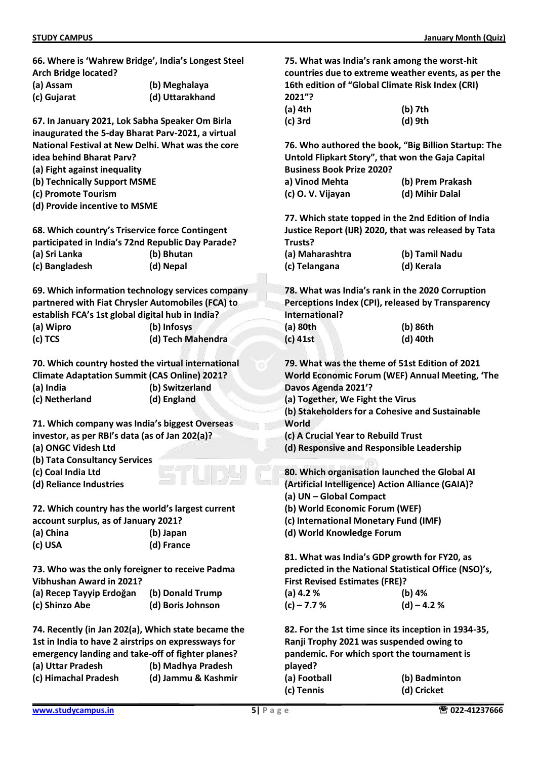**66. Where is 'Wahrew Bridge', India's Longest Steel Arch Bridge located?**

**(a) Assam** **(b) Meghalaya**
**(c) Gujarat** **(d) Uttarakhand**

**67. In January 2021, Lok Sabha Speaker Om Birla inaugurated the 5-day Bharat Parv-2021, a virtual National Festival at New Delhi. What was the core idea behind Bharat Parv?**

**(a) Fight against inequality**
**(b) Technically Support MSME**
**(c) Promote Tourism**
**(d) Provide incentive to MSME**

**68. Which country's Triservice force Contingent participated in India's 72nd Republic Day Parade?**

**(a) Sri Lanka** **(b) Bhutan**
**(c) Bangladesh** **(d) Nepal**

**69. Which information technology services company partnered with Fiat Chrysler Automobiles (FCA) to establish FCA's 1st global digital hub in India?**

**(a) Wipro** **(b) Infosys**
**(c) TCS** **(d) Tech Mahendra**

**70. Which country hosted the virtual international Climate Adaptation Summit (CAS Online) 2021?**

**(a) India** **(b) Switzerland**
**(c) Netherland** **(d) England**

**71. Which company was India's biggest Overseas investor, as per RBI's data (as of Jan 202(a)?**

**(a) ONGC Videsh Ltd**
**(b) Tata Consultancy Services**
**(c) Coal India Ltd**
**(d) Reliance Industries**

**72. Which country has the world's largest current account surplus, as of January 2021?**

**(a) China** **(b) Japan**
**(c) USA** **(d) France**

**73. Who was the only foreigner to receive Padma Vibhushan Award in 2021?**

**(a) Recep Tayyip Erdoğan** **(b) Donald Trump**
**(c) Shinzo Abe** **(d) Boris Johnson**

**74. Recently (in Jan 202(a), Which state became the 1st in India to have 2 airstrips on expressways for emergency landing and take-off of fighter planes?**

**(a) Uttar Pradesh** **(b) Madhya Pradesh**
**(c) Himachal Pradesh** **(d) Jammu & Kashmir**

**75. What was India's rank among the worst-hit countries due to extreme weather events, as per the 16th edition of "Global Climate Risk Index (CRI) 2021"?**

**(a) 4th** **(b) 7th**
**(c) 3rd** **(d) 9th**

**76. Who authored the book, "Big Billion Startup: The Untold Flipkart Story", that won the Gaja Capital Business Book Prize 2020?**

**a) Vinod Mehta** **(b) Prem Prakash**
**(c) O. V. Vijayan** **(d) Mihir Dalal**

**77. Which state topped in the 2nd Edition of India Justice Report (IJR) 2020, that was released by Tata Trusts?**

**(a) Maharashtra** **(b) Tamil Nadu**
**(c) Telangana** **(d) Kerala**

**78. What was India's rank in the 2020 Corruption Perceptions Index (CPI), released by Transparency International?**

**(a) 80th** **(b) 86th**
**(c) 41st** **(d) 40th**

**79. What was the theme of 51st Edition of 2021 World Economic Forum (WEF) Annual Meeting, 'The Davos Agenda 2021'?**

**(a) Together, We Fight the Virus**
**(b) Stakeholders for a Cohesive and Sustainable World**
**(c) A Crucial Year to Rebuild Trust**
**(d) Responsive and Responsible Leadership**

**80. Which organisation launched the Global AI (Artificial Intelligence) Action Alliance (GAIA)?**

**(a) UN – Global Compact**
**(b) World Economic Forum (WEF)**
**(c) International Monetary Fund (IMF)**
**(d) World Knowledge Forum**

**81. What was India's GDP growth for FY20, as predicted in the National Statistical Office (NSO)'s, First Revised Estimates (FRE)?**

**(a) 4.2 %** **(b) 4%**
**(c) – 7.7 %** **(d) – 4.2 %**

**82. For the 1st time since its inception in 1934-35, Ranji Trophy 2021 was suspended owing to pandemic. For which sport the tournament is played?**

**(a) Football** **(b) Badminton**
**(c) Tennis** **(d) Cricket**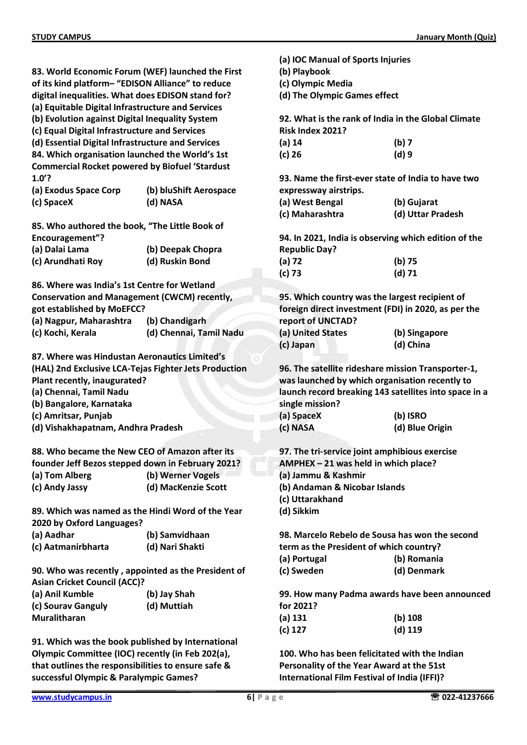**83. World Economic Forum (WEF) launched the First of its kind platform– "EDISON Alliance" to reduce digital inequalities. What does EDISON stand for?**
(a) Equitable Digital Infrastructure and Services
(b) Evolution against Digital Inequality System
(c) Equal Digital Infrastructure and Services
(d) Essential Digital Infrastructure and Services

**84. Which organisation launched the World's 1st Commercial Rocket powered by Biofuel 'Stardust 1.0'?**
(a) Exodus Space Corp
(b) bluShift Aerospace
(c) SpaceX
(d) NASA

**85. Who authored the book, "The Little Book of Encouragement"?**
(a) Dalai Lama
(b) Deepak Chopra
(c) Arundhati Roy
(d) Ruskin Bond

**86. Where was India's 1st Centre for Wetland Conservation and Management (CWCM) recently, got established by MoEFCC?**
(a) Nagpur, Maharashtra
(b) Chandigarh
(c) Kochi, Kerala
(d) Chennai, Tamil Nadu

**87. Where was Hindustan Aeronautics Limited's (HAL) 2nd Exclusive LCA-Tejas Fighter Jets Production Plant recently, inaugurated?**
(a) Chennai, Tamil Nadu
(b) Bangalore, Karnataka
(c) Amritsar, Punjab
(d) Vishakhapatnam, Andhra Pradesh

**88. Who became the New CEO of Amazon after its founder Jeff Bezos stepped down in February 2021?**
(a) Tom Alberg
(b) Werner Vogels
(c) Andy Jassy
(d) MacKenzie Scott

**89. Which was named as the Hindi Word of the Year 2020 by Oxford Languages?**
(a) Aadhar
(b) Samvidhaan
(c) Aatmanirbharta
(d) Nari Shakti

**90. Who was recently , appointed as the President of Asian Cricket Council (ACC)?**
(a) Anil Kumble
(b) Jay Shah
(c) Sourav Ganguly
(d) Muttiah Muralitharan

**91. Which was the book published by International Olympic Committee (IOC) recently (in Feb 202(a), that outlines the responsibilities to ensure safe & successful Olympic & Paralympic Games?**
(a) IOC Manual of Sports Injuries
(b) Playbook
(c) Olympic Media
(d) The Olympic Games effect

**92. What is the rank of India in the Global Climate Risk Index 2021?**
(a) 14
(b) 7
(c) 26
(d) 9

**93. Name the first-ever state of India to have two expressway airstrips.**
(a) West Bengal
(b) Gujarat
(c) Maharashtra
(d) Uttar Pradesh

**94. In 2021, India is observing which edition of the Republic Day?**
(a) 72
(b) 75
(c) 73
(d) 71

**95. Which country was the largest recipient of foreign direct investment (FDI) in 2020, as per the report of UNCTAD?**
(a) United States
(b) Singapore
(c) Japan
(d) China

**96. The satellite rideshare mission Transporter-1, was launched by which organisation recently to launch record breaking 143 satellites into space in a single mission?**
(a) SpaceX
(b) ISRO
(c) NASA
(d) Blue Origin

**97. The tri-service joint amphibious exercise AMPHEX – 21 was held in which place?**
(a) Jammu & Kashmir
(b) Andaman & Nicobar Islands
(c) Uttarakhand
(d) Sikkim

**98. Marcelo Rebelo de Sousa has won the second term as the President of which country?**
(a) Portugal
(b) Romania
(c) Sweden
(d) Denmark

**99. How many Padma awards have been announced for 2021?**
(a) 131
(b) 108
(c) 127
(d) 119

**100. Who has been felicitated with the Indian Personality of the Year Award at the 51st International Film Festival of India (IFFI)?**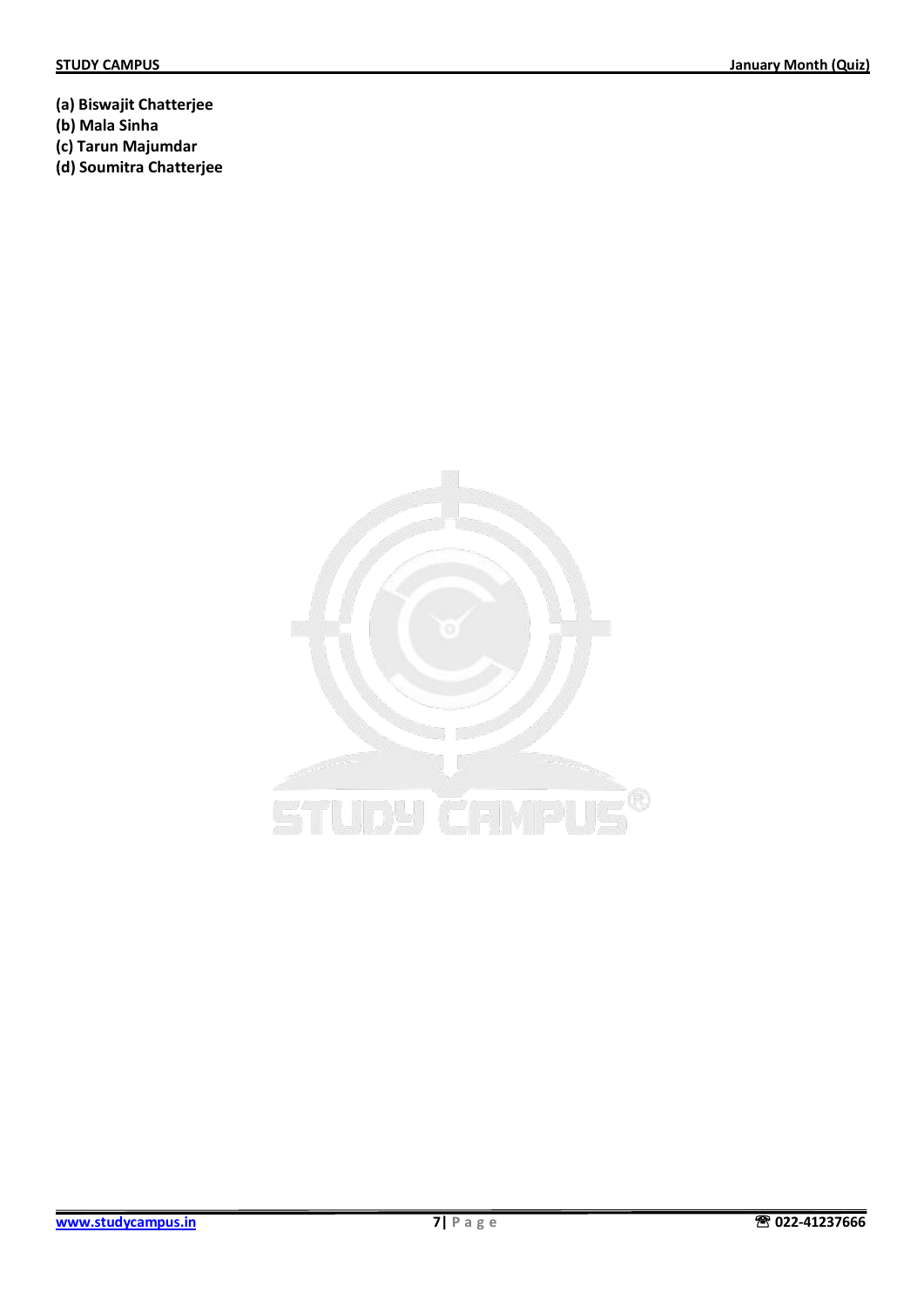**(a) Biswajit Chatterjee**
**(b) Mala Sinha**
**(c) Tarun Majumdar**
**(d) Soumitra Chatterjee**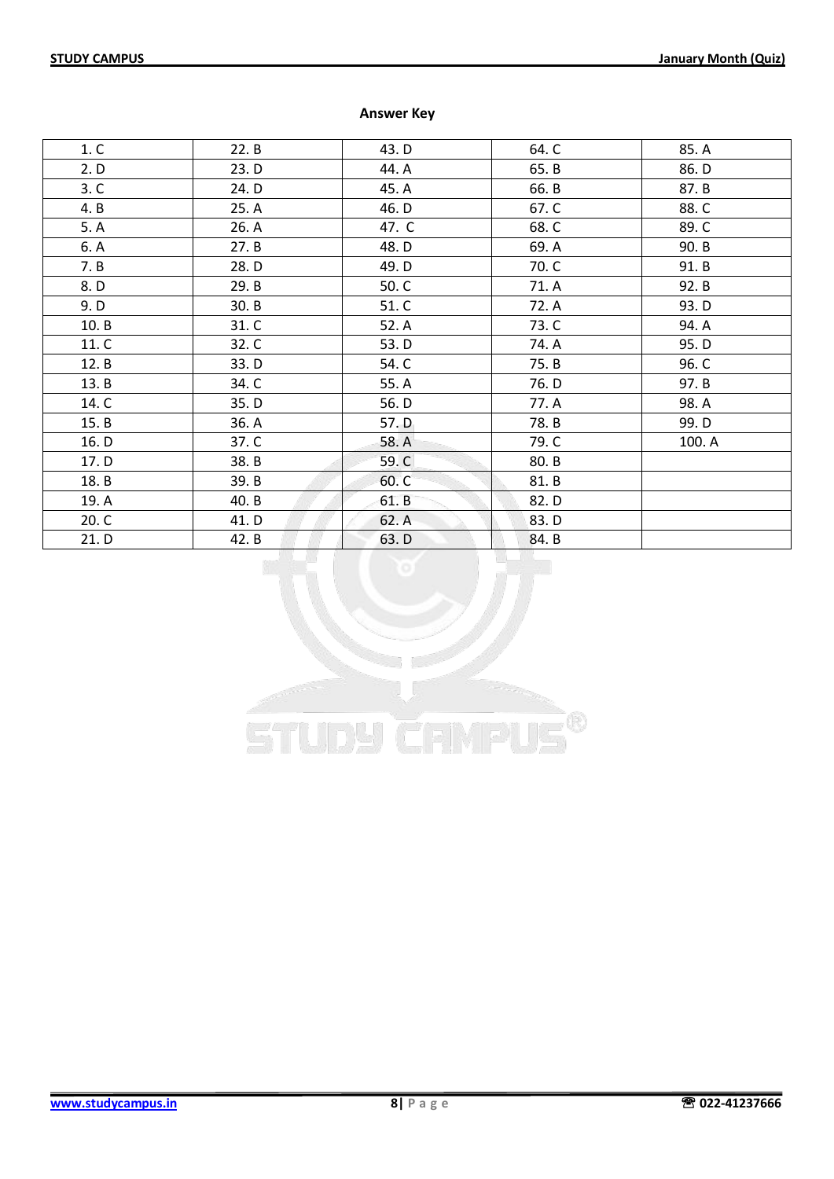**Answer Key**

| | | | | |
|---|---|---|---|---|
| 1. C | 22. B | 43. D | 64. C | 85. A |
| 2. D | 23. D | 44. A | 65. B | 86. D |
| 3. C | 24. D | 45. A | 66. B | 87. B |
| 4. B | 25. A | 46. D | 67. C | 88. C |
| 5. A | 26. A | 47. C | 68. C | 89. C |
| 6. A | 27. B | 48. D | 69. A | 90. B |
| 7. B | 28. D | 49. D | 70. C | 91. B |
| 8. D | 29. B | 50. C | 71. A | 92. B |
| 9. D | 30. B | 51. C | 72. A | 93. D |
| 10. B | 31. C | 52. A | 73. C | 94. A |
| 11. C | 32. C | 53. D | 74. A | 95. D |
| 12. B | 33. D | 54. C | 75. B | 96. C |
| 13. B | 34. C | 55. A | 76. D | 97. B |
| 14. C | 35. D | 56. D | 77. A | 98. A |
| 15. B | 36. A | 57. D | 78. B | 99. D |
| 16. D | 37. C | 58. A | 79. C | 100. A |
| 17. D | 38. B | 59. C | 80. B | |
| 18. B | 39. B | 60. C | 81. B | |
| 19. A | 40. B | 61. B | 82. D | |
| 20. C | 41. D | 62. A | 83. D | |
| 21. D | 42. B | 63. D | 84. B | |